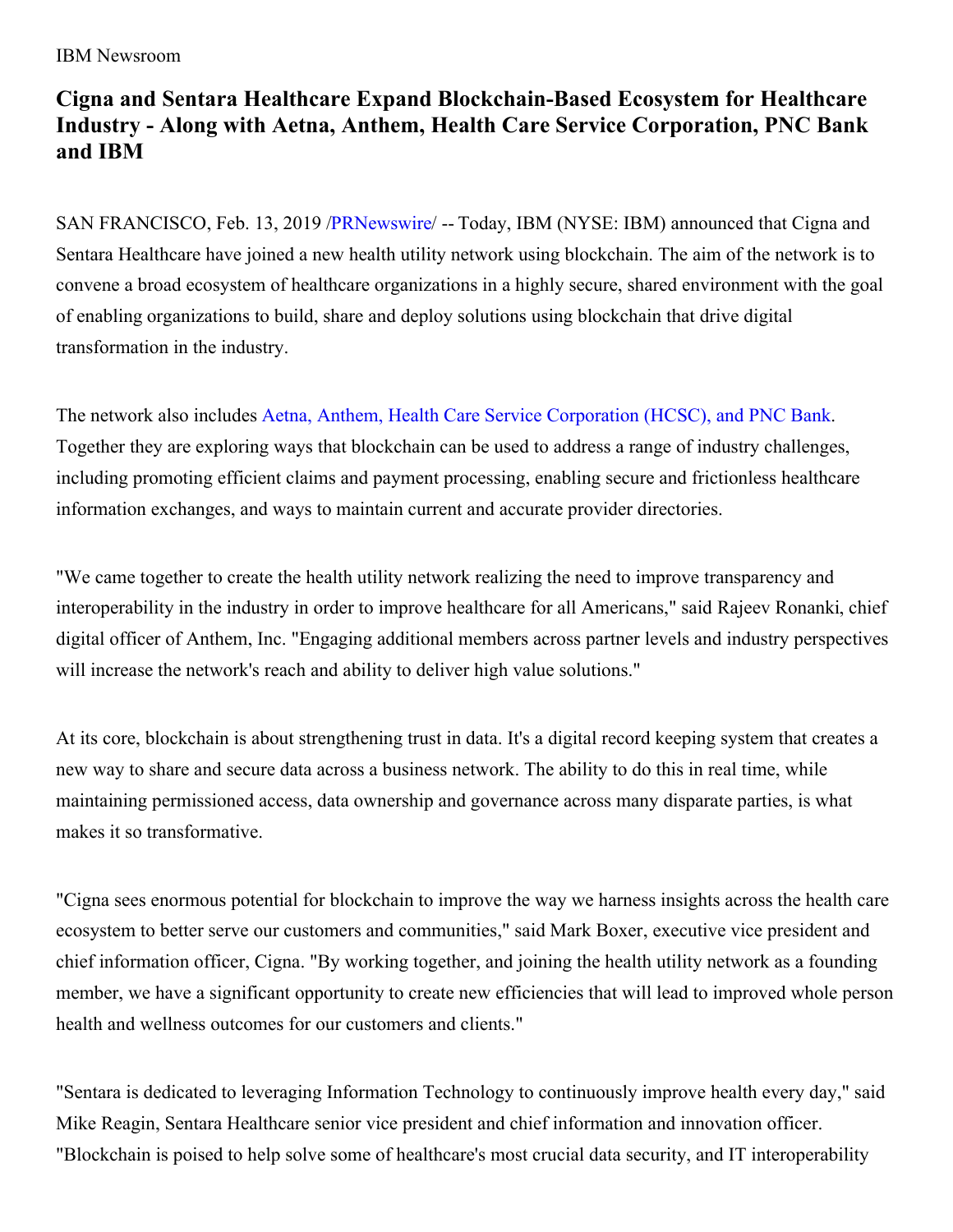IBM Newsroom

# Cigna and Sentara Healthcare Expand Blockchain-Based Ecosystem for Healthcare Industry - Along with Aetna, Anthem, Health Care Service Corporation, PNC Bank and IBM

SAN FRANCISCO, Feb. 13, 2019 /PRNewswire/ -- Today, IBM (NYSE: IBM) announced that Cigna and Sentara Healthcare have joined a new health utility network using blockchain. The aim of the network is to convene a broad ecosystem of healthcare organizations in a highly secure, shared environment with the goal of enabling organizations to build, share and deploy solutions using blockchain that drive digital transformation in the industry.

The network also includes Aetna, Anthem, Health Care Service Corporation (HCSC), and PNC Bank. Together they are exploring ways that blockchain can be used to address a range of industry challenges, including promoting efficient claims and payment processing, enabling secure and frictionless healthcare information exchanges, and ways to maintain current and accurate provider directories.

"We came together to create the health utility network realizing the need to improve transparency and interoperability in the industry in order to improve healthcare for all Americans," said Rajeev Ronanki, chief digital officer of Anthem, Inc. "Engaging additional members across partner levels and industry perspectives will increase the network's reach and ability to deliver high value solutions."

At its core, blockchain is about strengthening trust in data. It's a digital record keeping system that creates a new way to share and secure data across a business network. The ability to do this in real time, while maintaining permissioned access, data ownership and governance across many disparate parties, is what makes it so transformative.

"Cigna sees enormous potential for blockchain to improve the way we harness insights across the health care ecosystem to better serve our customers and communities," said Mark Boxer, executive vice president and chief information officer, Cigna. "By working together, and joining the health utility network as a founding member, we have a significant opportunity to create new efficiencies that will lead to improved whole person health and wellness outcomes for our customers and clients."

"Sentara is dedicated to leveraging Information Technology to continuously improve health every day," said Mike Reagin, Sentara Healthcare senior vice president and chief information and innovation officer. "Blockchain is poised to help solve some of healthcare's most crucial data security, and IT interoperability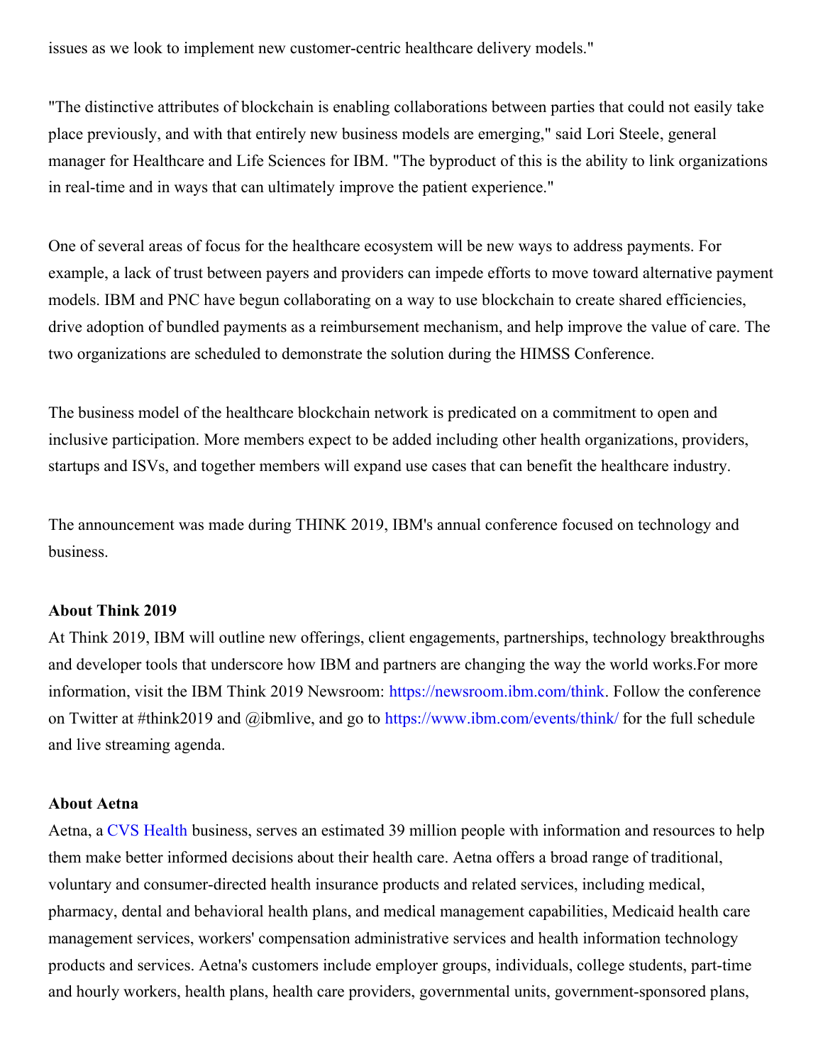issues as we look to implement new customer-centric healthcare delivery models."

"The distinctive attributes of blockchain is enabling collaborations between parties that could not easily take place previously, and with that entirely new business models are emerging," said Lori Steele, general manager for Healthcare and Life Sciences for IBM. "The byproduct of this is the ability to link organizations in real-time and in ways that can ultimately improve the patient experience."

One of several areas of focus for the healthcare ecosystem will be new ways to address payments. For example, a lack of trust between payers and providers can impede efforts to move toward alternative payment models. IBM and PNC have begun collaborating on a way to use blockchain to create shared efficiencies, drive adoption of bundled payments as a reimbursement mechanism, and help improve the value of care. The two organizations are scheduled to demonstrate the solution during the HIMSS Conference.

The business model of the healthcare blockchain network is predicated on a commitment to open and inclusive participation. More members expect to be added including other health organizations, providers, startups and ISVs, and together members will expand use cases that can benefit the healthcare industry.

The announcement was made during THINK 2019, IBM's annual conference focused on technology and business.

**About Think 2019**

At Think 2019, IBM will outline new offerings, client engagements, partnerships, technology breakthroughs and developer tools that underscore how IBM and partners are changing the way the world works.For more information, visit the IBM Think 2019 Newsroom: https://newsroom.ibm.com/think. Follow the conference on Twitter at #think2019 and @ibmlive, and go to https://www.ibm.com/events/think/ for the full schedule and live streaming agenda.

**About Aetna**

Aetna, a CVS Health business, serves an estimated 39 million people with information and resources to help them make better informed decisions about their health care. Aetna offers a broad range of traditional, voluntary and consumer-directed health insurance products and related services, including medical, pharmacy, dental and behavioral health plans, and medical management capabilities, Medicaid health care management services, workers' compensation administrative services and health information technology products and services. Aetna's customers include employer groups, individuals, college students, part-time and hourly workers, health plans, health care providers, governmental units, government-sponsored plans,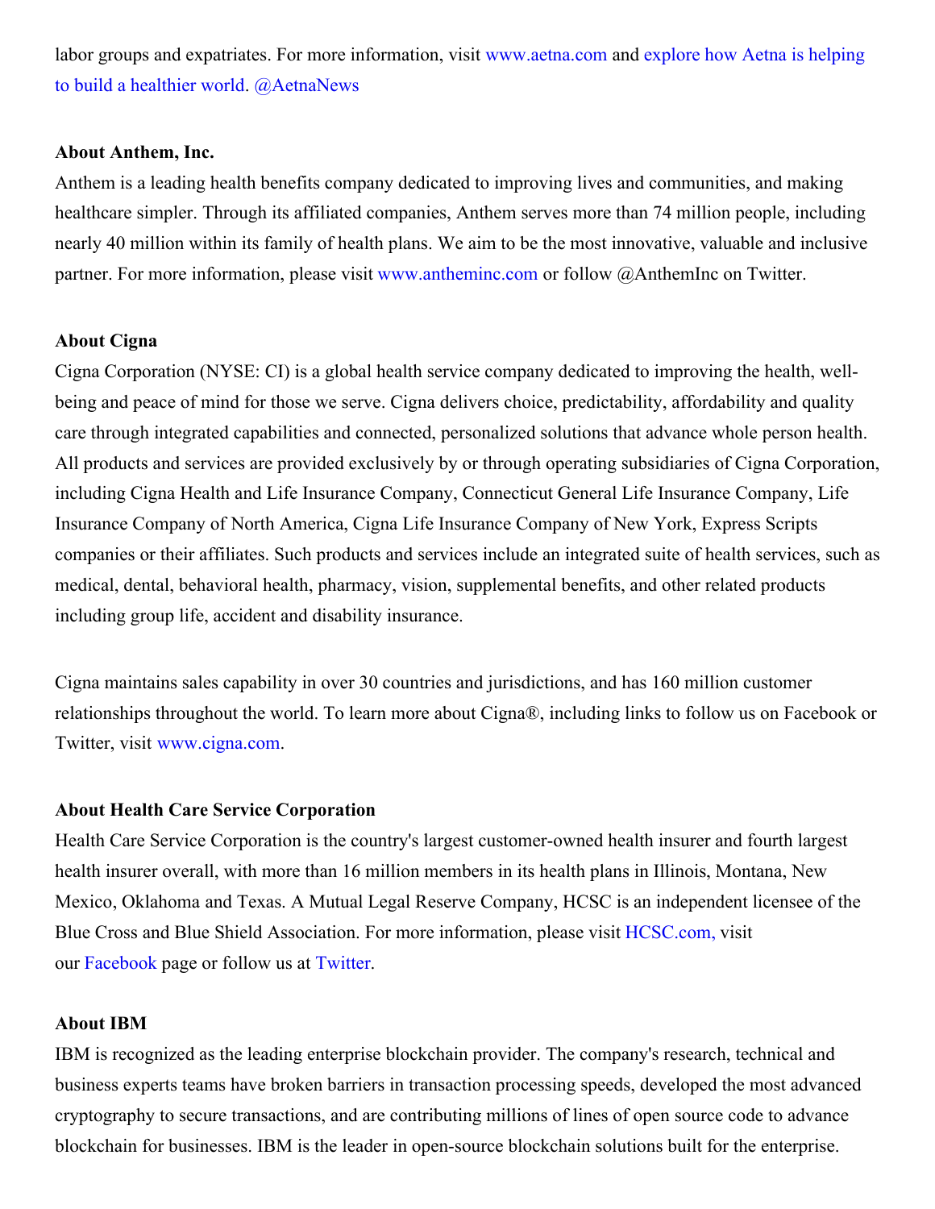labor groups and expatriates. For more information, visit www.aetna.com and explore how Aetna is helping to build a healthier world. @AetnaNews

**About Anthem, Inc.**

Anthem is a leading health benefits company dedicated to improving lives and communities, and making healthcare simpler. Through its affiliated companies, Anthem serves more than 74 million people, including nearly 40 million within its family of health plans. We aim to be the most innovative, valuable and inclusive partner. For more information, please visit www.antheminc.com or follow @AnthemInc on Twitter.

**About Cigna**

Cigna Corporation (NYSE: CI) is a global health service company dedicated to improving the health, well-being and peace of mind for those we serve. Cigna delivers choice, predictability, affordability and quality care through integrated capabilities and connected, personalized solutions that advance whole person health. All products and services are provided exclusively by or through operating subsidiaries of Cigna Corporation, including Cigna Health and Life Insurance Company, Connecticut General Life Insurance Company, Life Insurance Company of North America, Cigna Life Insurance Company of New York, Express Scripts companies or their affiliates. Such products and services include an integrated suite of health services, such as medical, dental, behavioral health, pharmacy, vision, supplemental benefits, and other related products including group life, accident and disability insurance.

Cigna maintains sales capability in over 30 countries and jurisdictions, and has 160 million customer relationships throughout the world. To learn more about Cigna®, including links to follow us on Facebook or Twitter, visit www.cigna.com.

**About Health Care Service Corporation**

Health Care Service Corporation is the country's largest customer-owned health insurer and fourth largest health insurer overall, with more than 16 million members in its health plans in Illinois, Montana, New Mexico, Oklahoma and Texas. A Mutual Legal Reserve Company, HCSC is an independent licensee of the Blue Cross and Blue Shield Association. For more information, please visit HCSC.com, visit our Facebook page or follow us at Twitter.

**About IBM**

IBM is recognized as the leading enterprise blockchain provider. The company's research, technical and business experts teams have broken barriers in transaction processing speeds, developed the most advanced cryptography to secure transactions, and are contributing millions of lines of open source code to advance blockchain for businesses. IBM is the leader in open-source blockchain solutions built for the enterprise.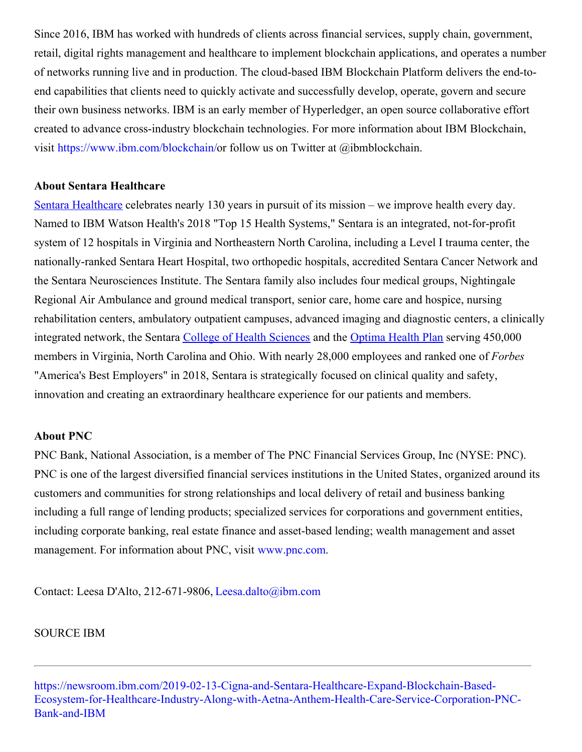Since 2016, IBM has worked with hundreds of clients across financial services, supply chain, government, retail, digital rights management and healthcare to implement blockchain applications, and operates a number of networks running live and in production. The cloud-based IBM Blockchain Platform delivers the end-to-end capabilities that clients need to quickly activate and successfully develop, operate, govern and secure their own business networks. IBM is an early member of Hyperledger, an open source collaborative effort created to advance cross-industry blockchain technologies. For more information about IBM Blockchain, visit https://www.ibm.com/blockchain/or follow us on Twitter at @ibmblockchain.

**About Sentara Healthcare**

Sentara Healthcare celebrates nearly 130 years in pursuit of its mission – we improve health every day. Named to IBM Watson Health's 2018 "Top 15 Health Systems," Sentara is an integrated, not-for-profit system of 12 hospitals in Virginia and Northeastern North Carolina, including a Level I trauma center, the nationally-ranked Sentara Heart Hospital, two orthopedic hospitals, accredited Sentara Cancer Network and the Sentara Neurosciences Institute. The Sentara family also includes four medical groups, Nightingale Regional Air Ambulance and ground medical transport, senior care, home care and hospice, nursing rehabilitation centers, ambulatory outpatient campuses, advanced imaging and diagnostic centers, a clinically integrated network, the Sentara College of Health Sciences and the Optima Health Plan serving 450,000 members in Virginia, North Carolina and Ohio. With nearly 28,000 employees and ranked one of *Forbes* "America's Best Employers" in 2018, Sentara is strategically focused on clinical quality and safety, innovation and creating an extraordinary healthcare experience for our patients and members.

**About PNC**

PNC Bank, National Association, is a member of The PNC Financial Services Group, Inc (NYSE: PNC). PNC is one of the largest diversified financial services institutions in the United States, organized around its customers and communities for strong relationships and local delivery of retail and business banking including a full range of lending products; specialized services for corporations and government entities, including corporate banking, real estate finance and asset-based lending; wealth management and asset management. For information about PNC, visit www.pnc.com.

Contact: Leesa D'Alto, 212-671-9806, Leesa.dalto@ibm.com

SOURCE IBM

---

https://newsroom.ibm.com/2019-02-13-Cigna-and-Sentara-Healthcare-Expand-Blockchain-Based-Ecosystem-for-Healthcare-Industry-Along-with-Aetna-Anthem-Health-Care-Service-Corporation-PNC-Bank-and-IBM